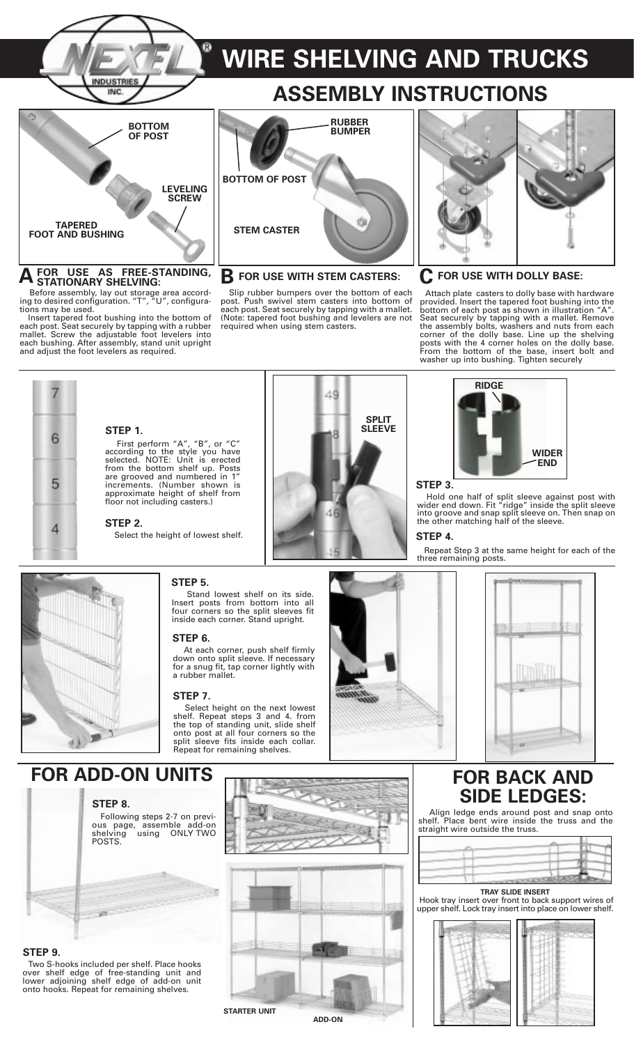# WIRE SHELVING AND TRUCKS

## ASSEMBLY INSTRUCTIONS

BOTTOM OF POST

LEVELING SCREW

TAPERED FOOT AND BUSHING

RUBBER BUMPER

BOTTOM OF POST

STEM CASTER

### A FOR USE AS FREE-STANDING, STATIONARY SHELVING:

Before assembly, lay out storage area according to desired configuration. "T", "U", configurations may be used.

Insert tapered foot bushing into the bottom of each post. Seat securely by tapping with a rubber mallet. Screw the adjustable foot levelers into each bushing. After assembly, stand unit upright and adjust the foot levelers as required.

### B FOR USE WITH STEM CASTERS:

Slip rubber bumpers over the bottom of each post. Push swivel stem casters into bottom of each post. Seat securely by tapping with a mallet. (Note: tapered foot bushing and levelers are not required when using stem casters.

### C FOR USE WITH DOLLY BASE:

Attach plate casters to dolly base with hardware provided. Insert the tapered foot bushing into the bottom of each post as shown in illustration "A". Seat securely by tapping with a mallet. Remove the assembly bolts, washers and nuts from each corner of the dolly base. Line up the shelving posts with the 4 corner holes on the dolly base. From the bottom of the base, insert bolt and washer up into bushing. Tighten securely

**STEP 1.**

First perform "A", "B", or "C" according to the style you have selected. NOTE: Unit is erected from the bottom shelf up. Posts are grooved and numbered in 1" increments. (Number shown is approximate height of shelf from floor not including casters.)

**STEP 2.**

Select the height of lowest shelf.

SPLIT SLEEVE

RIDGE

WIDER END

**STEP 3.**

Hold one half of split sleeve against post with wider end down. Fit "ridge" inside the split sleeve into groove and snap split sleeve on. Then snap on the other matching half of the sleeve.

**STEP 4.**

Repeat Step 3 at the same height for each of the three remaining posts.

**STEP 5.**

Stand lowest shelf on its side. Insert posts from bottom into all four corners so the split sleeves fit inside each corner. Stand upright.

**STEP 6.**

At each corner, push shelf firmly down onto split sleeve. If necessary for a snug fit, tap corner lightly with a rubber mallet.

**STEP 7.**

Select height on the next lowest shelf. Repeat steps 3 and 4. from the top of standing unit, slide shelf onto post at all four corners so the split sleeve fits inside each collar. Repeat for remaining shelves.

## FOR ADD-ON UNITS

**STEP 8.**

Following steps 2-7 on previous page, assemble add-on shelving using ONLY TWO POSTS.

**STEP 9.**

Two S-hooks included per shelf. Place hooks over shelf edge of free-standing unit and lower adjoining shelf edge of add-on unit onto hooks. Repeat for remaining shelves.

STARTER UNIT

ADD-ON

## FOR BACK AND SIDE LEDGES:

Align ledge ends around post and snap onto shelf. Place bent wire inside the truss and the straight wire outside the truss.

**TRAY SLIDE INSERT**

Hook tray insert over front to back support wires of upper shelf. Lock tray insert into place on lower shelf.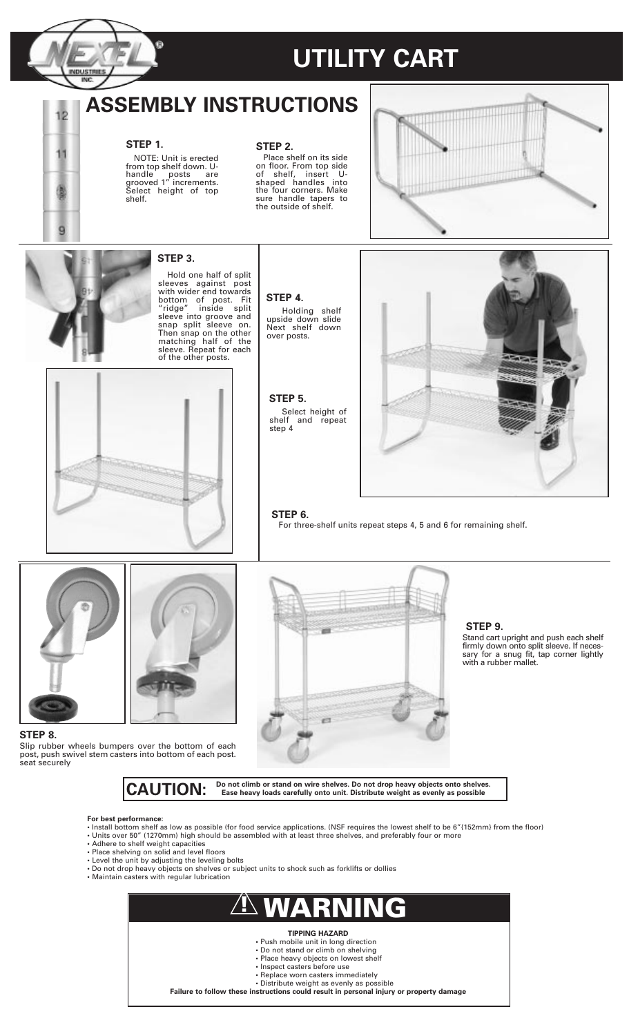# UTILITY CART

## ASSEMBLY INSTRUCTIONS

### STEP 1.

NOTE: Unit is erected from top shelf down. U-handle posts are grooved 1" increments. Select height of top shelf.

### STEP 2.

Place shelf on its side on floor. From top side of shelf, insert U-shaped handles into the four corners. Make sure handle tapers to the outside of shelf.

### STEP 3.

Hold one half of split sleeves against post with wider end towards bottom of post. Fit "ridge" inside split sleeve into groove and snap split sleeve on. Then snap on the other matching half of the sleeve. Repeat for each of the other posts.

### STEP 4.

Holding shelf upside down slide Next shelf down over posts.

### STEP 5.

Select height of shelf and repeat step 4

### STEP 6.

For three-shelf units repeat steps 4, 5 and 6 for remaining shelf.

### STEP 8.

Slip rubber wheels bumpers over the bottom of each post, push swivel stem casters into bottom of each post. seat securely

### STEP 9.

Stand cart upright and push each shelf firmly down onto split sleeve. If necessary for a snug fit, tap corner lightly with a rubber mallet.

**CAUTION:** **Do not climb or stand on wire shelves. Do not drop heavy objects onto shelves. Ease heavy loads carefully onto unit. Distribute weight as evenly as possible**

**For best performance:**

- Install bottom shelf as low as possible (for food service applications. (NSF requires the lowest shelf to be 6"(152mm) from the floor)
- Units over 50" (1270mm) high should be assembled with at least three shelves, and preferably four or more
- Adhere to shelf weight capacities
- Place shelving on solid and level floors
- Level the unit by adjusting the leveling bolts
- Do not drop heavy objects on shelves or subject units to shock such as forklifts or dollies
- Maintain casters with regular lubrication

## ⚠ WARNING

**TIPPING HAZARD**

- Push mobile unit in long direction
- Do not stand or climb on shelving
- Place heavy objects on lowest shelf
- Inspect casters before use
- Replace worn casters immediately
- Distribute weight as evenly as possible

**Failure to follow these instructions could result in personal injury or property damage**